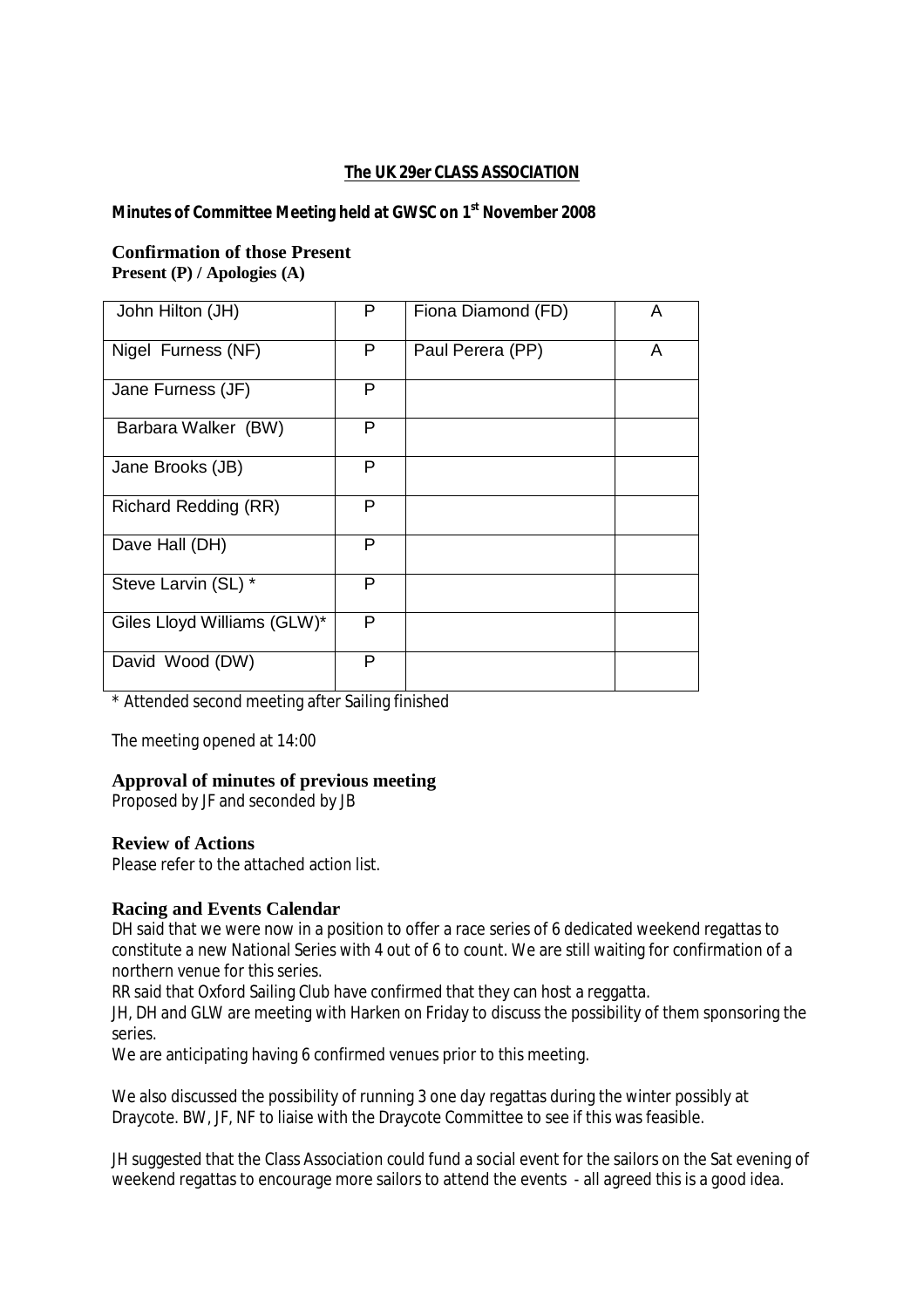## The UK 29er CLASS ASSOCIATION

**Minutes of Committee Meeting held at GWSC on 1st November 2008**

### Confirmation of those Present

**Present (P) / Apologies (A)**

| Name | | Name | |
|---|---|---|---|
| John Hilton (JH) | P | Fiona Diamond (FD) | A |
| Nigel Furness (NF) | P | Paul Perera (PP) | A |
| Jane Furness (JF) | P | | |
| Barbara Walker (BW) | P | | |
| Jane Brooks (JB) | P | | |
| Richard Redding (RR) | P | | |
| Dave Hall (DH) | P | | |
| Steve Larvin (SL) * | P | | |
| Giles Lloyd Williams (GLW)* | P | | |
| David Wood (DW) | P | | |

* Attended second meeting after Sailing finished

The meeting opened at 14:00

### Approval of minutes of previous meeting

Proposed by JF and seconded by JB

### Review of Actions

Please refer to the attached action list.

### Racing and Events Calendar

DH said that we were now in a position to offer a race series of 6 dedicated weekend regattas to constitute a new National Series with 4 out of 6 to count. We are still waiting for confirmation of a northern venue for this series.

RR said that Oxford Sailing Club have confirmed that they can host a reggatta.

JH, DH and GLW are meeting with Harken on Friday to discuss the possibility of them sponsoring the series.

We are anticipating having 6 confirmed venues prior to this meeting.

We also discussed the possibility of running 3 one day regattas during the winter possibly at Draycote. BW, JF, NF to liaise with the Draycote Committee to see if this was feasible.

JH suggested that the Class Association could fund a social event for the sailors on the Sat evening of weekend regattas to encourage more sailors to attend the events - all agreed this is a good idea.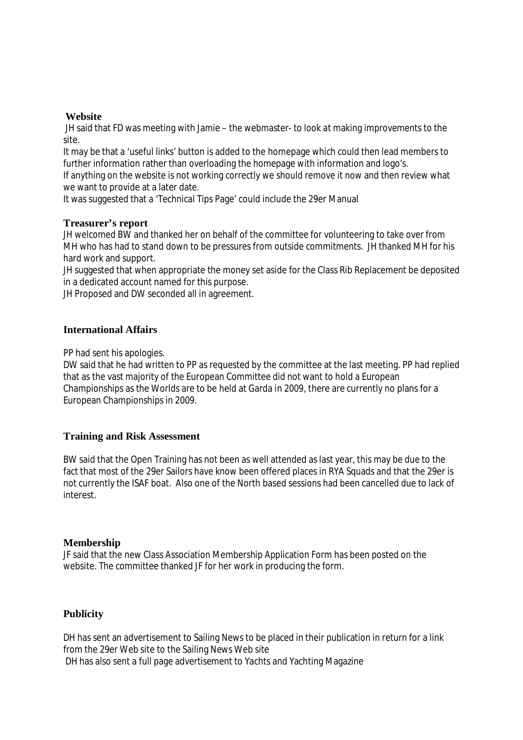## Website

JH said that FD was meeting with Jamie – the webmaster- to look at making improvements to the site.

It may be that a 'useful links' button is added to the homepage which could then lead members to further information rather than overloading the homepage with information and logo's.

If anything on the website is not working correctly we should remove it now and then review what we want to provide at a later date.

It was suggested that a 'Technical Tips Page' could include the 29er Manual

## Treasurer's report

JH welcomed BW and thanked her on behalf of the committee for volunteering to take over from MH who has had to stand down to be pressures from outside commitments. JH thanked MH for his hard work and support.

JH suggested that when appropriate the money set aside for the Class Rib Replacement be deposited in a dedicated account named for this purpose.

JH Proposed and DW seconded all in agreement.

## International Affairs

PP had sent his apologies.

DW said that he had written to PP as requested by the committee at the last meeting. PP had replied that as the vast majority of the European Committee did not want to hold a European Championships as the Worlds are to be held at Garda in 2009, there are currently no plans for a European Championships in 2009.

## Training and Risk Assessment

BW said that the Open Training has not been as well attended as last year, this may be due to the fact that most of the 29er Sailors have know been offered places in RYA Squads and that the 29er is not currently the ISAF boat. Also one of the North based sessions had been cancelled due to lack of interest.

## Membership

JF said that the new Class Association Membership Application Form has been posted on the website. The committee thanked JF for her work in producing the form.

## Publicity

DH has sent an advertisement to Sailing News to be placed in their publication in return for a link from the 29er Web site to the Sailing News Web site

DH has also sent a full page advertisement to Yachts and Yachting Magazine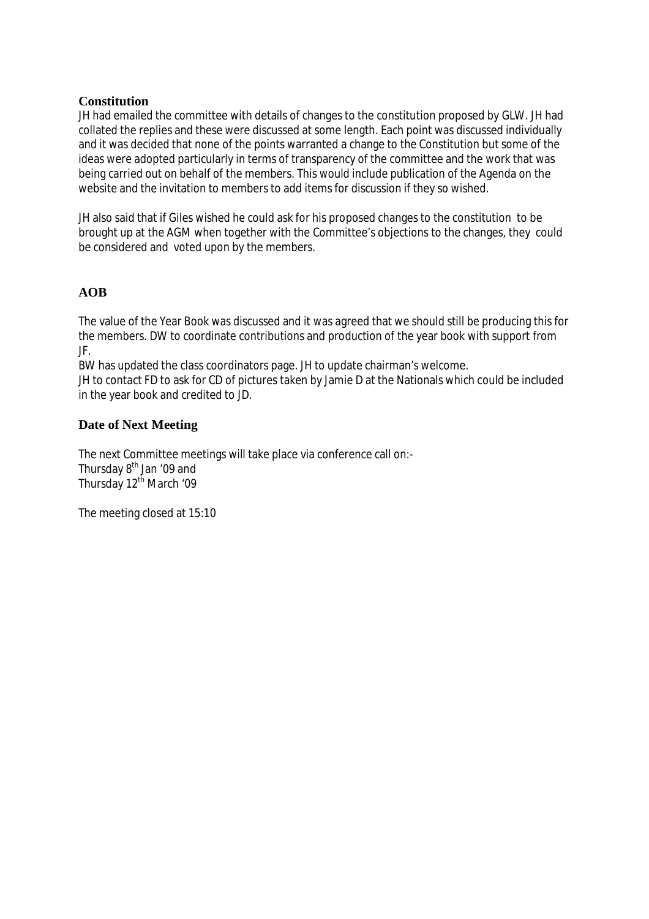## Constitution

JH had emailed the committee with details of changes to the constitution proposed by GLW. JH had collated the replies and these were discussed at some length. Each point was discussed individually and it was decided that none of the points warranted a change to the Constitution but some of the ideas were adopted particularly in terms of transparency of the committee and the work that was being carried out on behalf of the members. This would include publication of the Agenda on the website and the invitation to members to add items for discussion if they so wished.

JH also said that if Giles wished he could ask for his proposed changes to the constitution to be brought up at the AGM when together with the Committee's objections to the changes, they could be considered and voted upon by the members.

## AOB

The value of the Year Book was discussed and it was agreed that we should still be producing this for the members. DW to coordinate contributions and production of the year book with support from JF.

BW has updated the class coordinators page. JH to update chairman's welcome.

JH to contact FD to ask for CD of pictures taken by Jamie D at the Nationals which could be included in the year book and credited to JD.

## Date of Next Meeting

The next Committee meetings will take place via conference call on:-
Thursday 8th Jan '09 and
Thursday 12th March '09

The meeting closed at 15:10